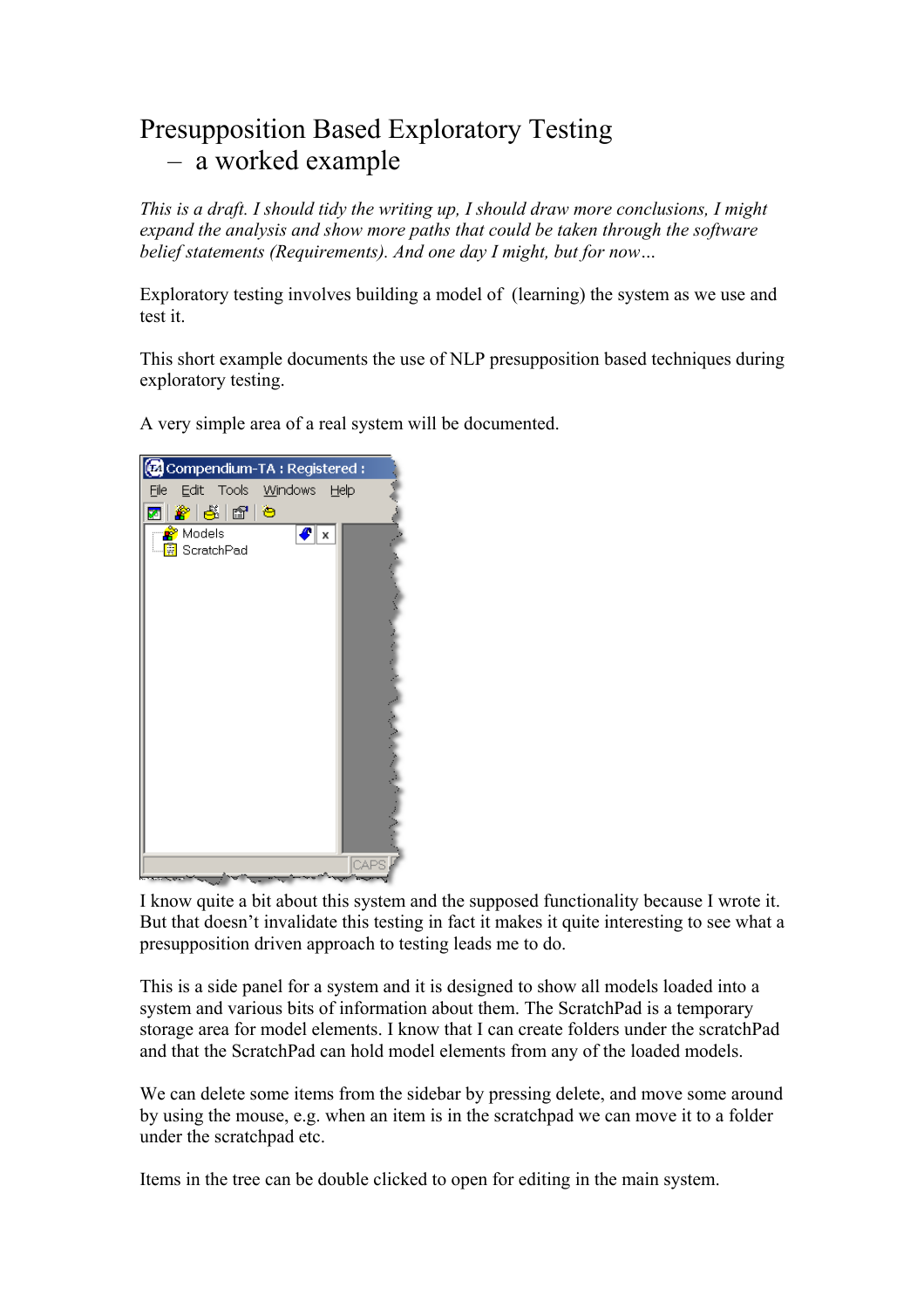# Presupposition Based Exploratory Testing
## – a worked example

*This is a draft. I should tidy the writing up, I should draw more conclusions, I might expand the analysis and show more paths that could be taken through the software belief statements (Requirements). And one day I might, but for now…*

Exploratory testing involves building a model of (learning) the system as we use and test it.

This short example documents the use of NLP presupposition based techniques during exploratory testing.

A very simple area of a real system will be documented.

I know quite a bit about this system and the supposed functionality because I wrote it. But that doesn't invalidate this testing in fact it makes it quite interesting to see what a presupposition driven approach to testing leads me to do.

This is a side panel for a system and it is designed to show all models loaded into a system and various bits of information about them. The ScratchPad is a temporary storage area for model elements. I know that I can create folders under the scratchPad and that the ScratchPad can hold model elements from any of the loaded models.

We can delete some items from the sidebar by pressing delete, and move some around by using the mouse, e.g. when an item is in the scratchpad we can move it to a folder under the scratchpad etc.

Items in the tree can be double clicked to open for editing in the main system.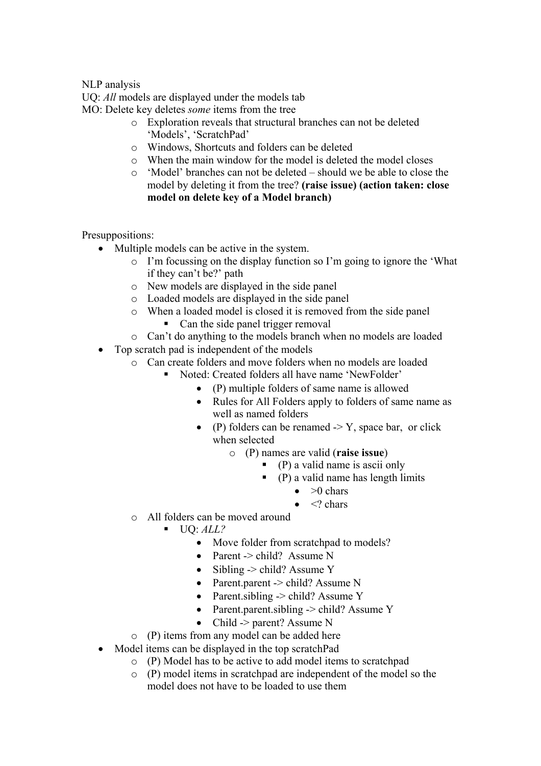NLP analysis

UQ: *All* models are displayed under the models tab

MO: Delete key deletes *some* items from the tree

- Exploration reveals that structural branches can not be deleted 'Models', 'ScratchPad'
- Windows, Shortcuts and folders can be deleted
- When the main window for the model is deleted the model closes
- 'Model' branches can not be deleted – should we be able to close the model by deleting it from the tree? **(raise issue) (action taken: close model on delete key of a Model branch)**

Presuppositions:

- Multiple models can be active in the system.
    - I'm focussing on the display function so I'm going to ignore the 'What if they can't be?' path
    - New models are displayed in the side panel
    - Loaded models are displayed in the side panel
    - When a loaded model is closed it is removed from the side panel
        - Can the side panel trigger removal
    - Can't do anything to the models branch when no models are loaded
- Top scratch pad is independent of the models
    - Can create folders and move folders when no models are loaded
        - Noted: Created folders all have name 'NewFolder'
            - (P) multiple folders of same name is allowed
            - Rules for All Folders apply to folders of same name as well as named folders
            - (P) folders can be renamed -> Y, space bar, or click when selected
                - (P) names are valid (**raise issue**)
                    - (P) a valid name is ascii only
                    - (P) a valid name has length limits
                        - >0 chars
                        - <? chars
    - All folders can be moved around
        - UQ: *ALL?*
            - Move folder from scratchpad to models?
            - Parent -> child? Assume N
            - Sibling -> child? Assume Y
            - Parent.parent -> child? Assume N
            - Parent.sibling -> child? Assume Y
            - Parent.parent.sibling -> child? Assume Y
            - Child -> parent? Assume N
    - (P) items from any model can be added here
- Model items can be displayed in the top scratchPad
    - (P) Model has to be active to add model items to scratchpad
    - (P) model items in scratchpad are independent of the model so the model does not have to be loaded to use them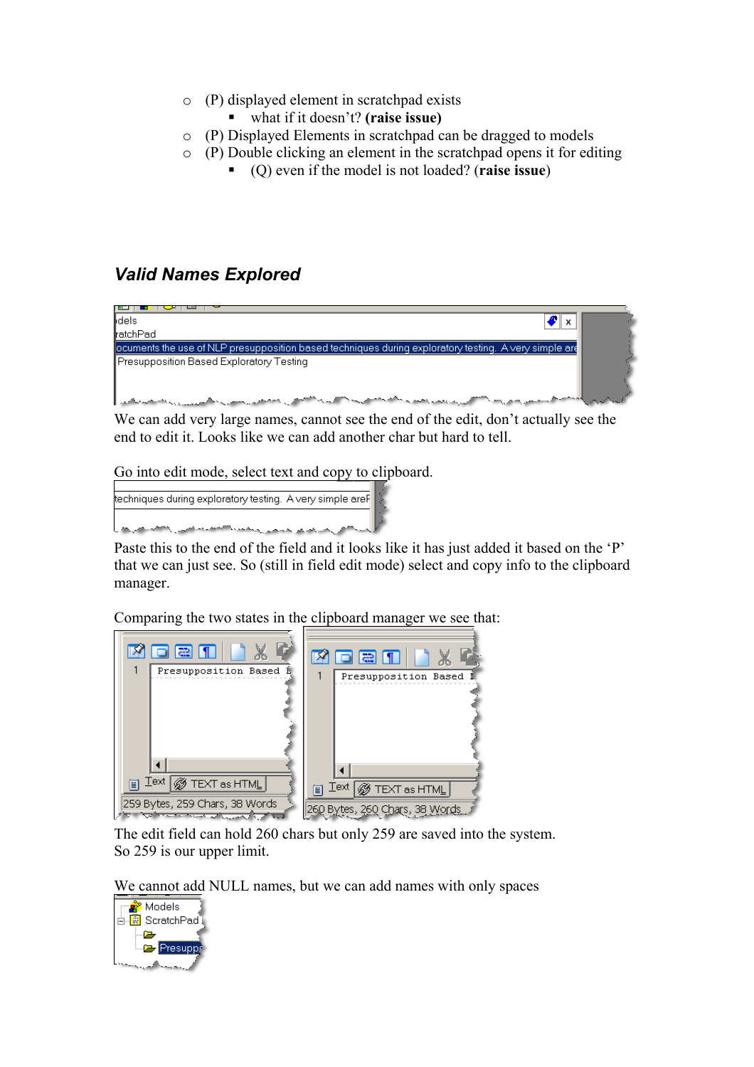- (P) displayed element in scratchpad exists
  - what if it doesn't? **(raise issue)**
- (P) Displayed Elements in scratchpad can be dragged to models
- (P) Double clicking an element in the scratchpad opens it for editing
  - (Q) even if the model is not loaded? (**raise issue**)

### *Valid Names Explored*

We can add very large names, cannot see the end of the edit, don't actually see the end to edit it. Looks like we can add another char but hard to tell.

Go into edit mode, select text and copy to clipboard.

Paste this to the end of the field and it looks like it has just added it based on the 'P' that we can just see. So (still in field edit mode) select and copy info to the clipboard manager.

Comparing the two states in the clipboard manager we see that:

The edit field can hold 260 chars but only 259 are saved into the system.
So 259 is our upper limit.

We cannot add NULL names, but we can add names with only spaces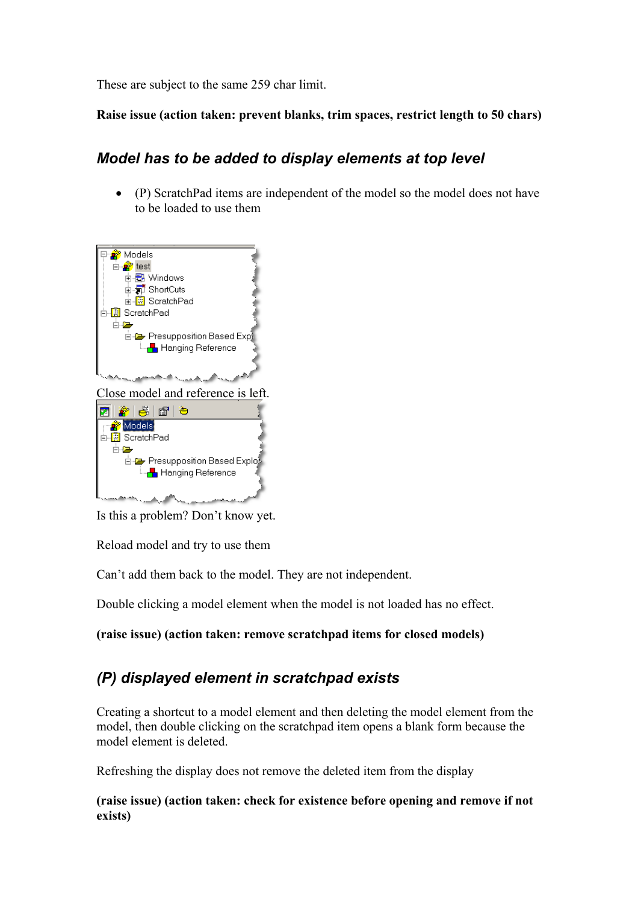These are subject to the same 259 char limit.

**Raise issue (action taken: prevent blanks, trim spaces, restrict length to 50 chars)**

### *Model has to be added to display elements at top level*

- (P) ScratchPad items are independent of the model so the model does not have to be loaded to use them

Close model and reference is left.

Is this a problem? Don't know yet.

Reload model and try to use them

Can't add them back to the model. They are not independent.

Double clicking a model element when the model is not loaded has no effect.

**(raise issue) (action taken: remove scratchpad items for closed models)**

### *(P) displayed element in scratchpad exists*

Creating a shortcut to a model element and then deleting the model element from the model, then double clicking on the scratchpad item opens a blank form because the model element is deleted.

Refreshing the display does not remove the deleted item from the display

**(raise issue) (action taken: check for existence before opening and remove if not exists)**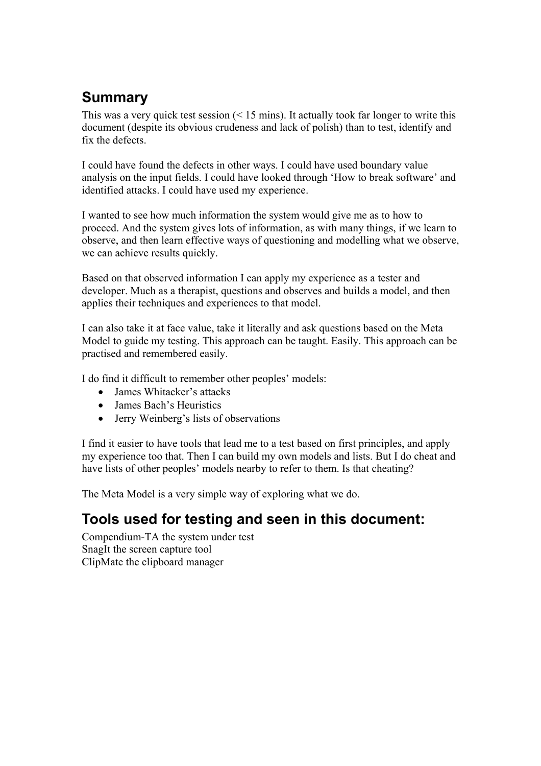## Summary

This was a very quick test session (< 15 mins). It actually took far longer to write this document (despite its obvious crudeness and lack of polish) than to test, identify and fix the defects.

I could have found the defects in other ways. I could have used boundary value analysis on the input fields. I could have looked through 'How to break software' and identified attacks. I could have used my experience.

I wanted to see how much information the system would give me as to how to proceed. And the system gives lots of information, as with many things, if we learn to observe, and then learn effective ways of questioning and modelling what we observe, we can achieve results quickly.

Based on that observed information I can apply my experience as a tester and developer. Much as a therapist, questions and observes and builds a model, and then applies their techniques and experiences to that model.

I can also take it at face value, take it literally and ask questions based on the Meta Model to guide my testing. This approach can be taught. Easily. This approach can be practised and remembered easily.

I do find it difficult to remember other peoples' models:

- James Whitacker's attacks
- James Bach's Heuristics
- Jerry Weinberg's lists of observations

I find it easier to have tools that lead me to a test based on first principles, and apply my experience too that. Then I can build my own models and lists. But I do cheat and have lists of other peoples' models nearby to refer to them. Is that cheating?

The Meta Model is a very simple way of exploring what we do.

## Tools used for testing and seen in this document:

Compendium-TA the system under test
SnagIt the screen capture tool
ClipMate the clipboard manager